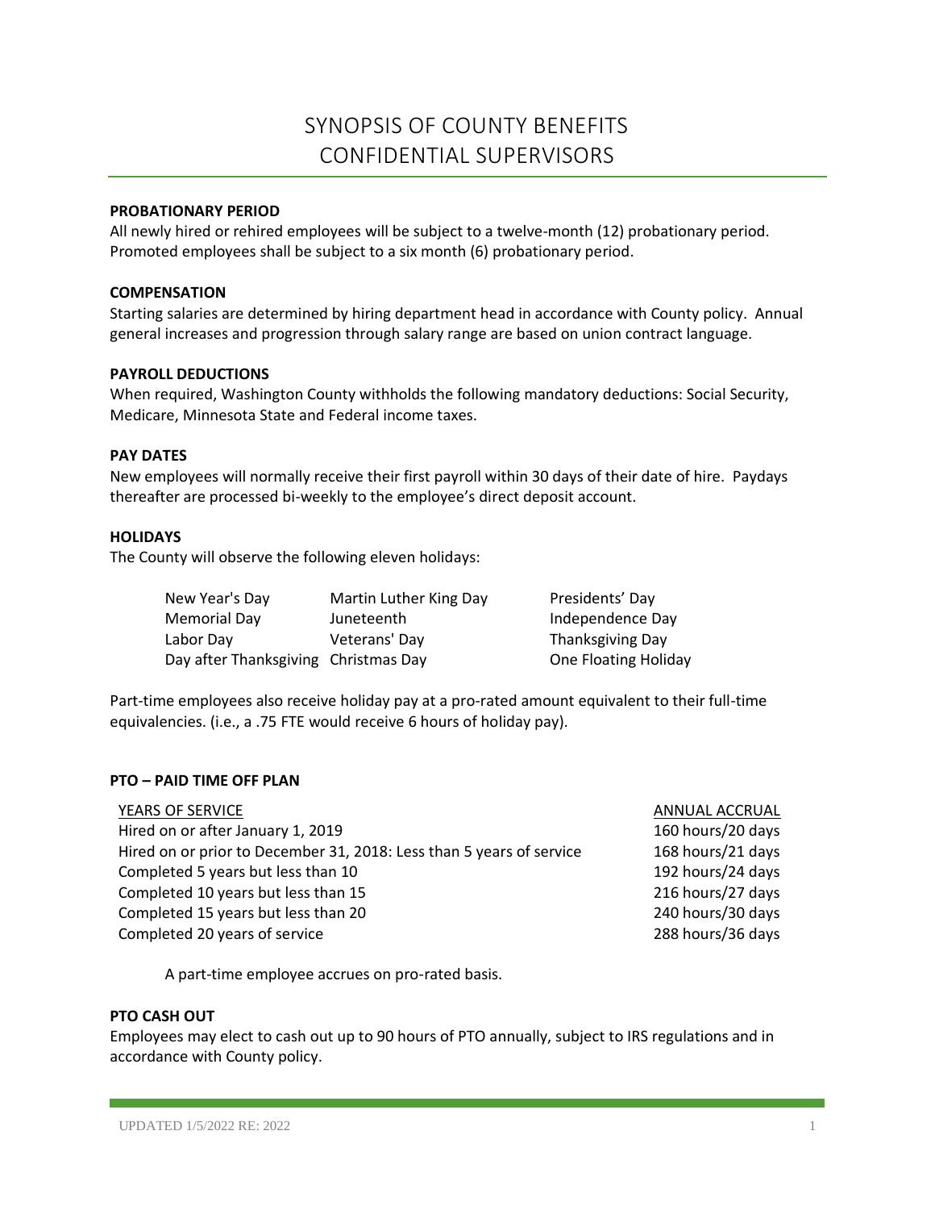# SYNOPSIS OF COUNTY BENEFITS
# CONFIDENTIAL SUPERVISORS

**PROBATIONARY PERIOD**

All newly hired or rehired employees will be subject to a twelve-month (12) probationary period. Promoted employees shall be subject to a six month (6) probationary period.

**COMPENSATION**

Starting salaries are determined by hiring department head in accordance with County policy. Annual general increases and progression through salary range are based on union contract language.

**PAYROLL DEDUCTIONS**

When required, Washington County withholds the following mandatory deductions: Social Security, Medicare, Minnesota State and Federal income taxes.

**PAY DATES**

New employees will normally receive their first payroll within 30 days of their date of hire. Paydays thereafter are processed bi-weekly to the employee's direct deposit account.

**HOLIDAYS**

The County will observe the following eleven holidays:

| | | |
|---|---|---|
| New Year's Day | Martin Luther King Day | Presidents' Day |
| Memorial Day | Juneteenth | Independence Day |
| Labor Day | Veterans' Day | Thanksgiving Day |
| Day after Thanksgiving | Christmas Day | One Floating Holiday |

Part-time employees also receive holiday pay at a pro-rated amount equivalent to their full-time equivalencies. (i.e., a .75 FTE would receive 6 hours of holiday pay).

**PTO – PAID TIME OFF PLAN**

| YEARS OF SERVICE | ANNUAL ACCRUAL |
|---|---|
| Hired on or after January 1, 2019 | 160 hours/20 days |
| Hired on or prior to December 31, 2018: Less than 5 years of service | 168 hours/21 days |
| Completed 5 years but less than 10 | 192 hours/24 days |
| Completed 10 years but less than 15 | 216 hours/27 days |
| Completed 15 years but less than 20 | 240 hours/30 days |
| Completed 20 years of service | 288 hours/36 days |

A part-time employee accrues on pro-rated basis.

**PTO CASH OUT**

Employees may elect to cash out up to 90 hours of PTO annually, subject to IRS regulations and in accordance with County policy.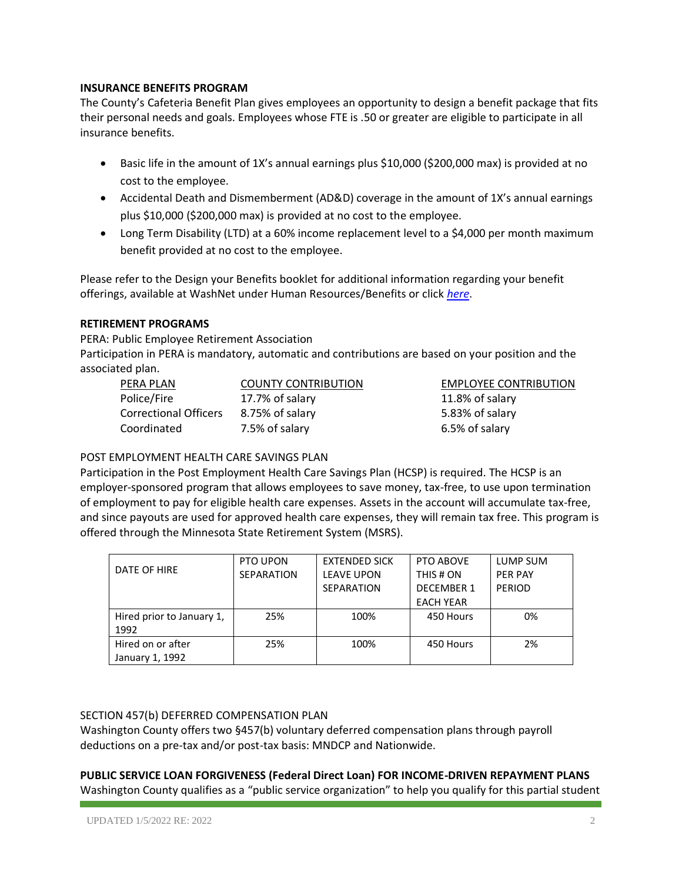**INSURANCE BENEFITS PROGRAM**

The County's Cafeteria Benefit Plan gives employees an opportunity to design a benefit package that fits their personal needs and goals. Employees whose FTE is .50 or greater are eligible to participate in all insurance benefits.

- Basic life in the amount of 1X's annual earnings plus $10,000 ($200,000 max) is provided at no cost to the employee.
- Accidental Death and Dismemberment (AD&D) coverage in the amount of 1X's annual earnings plus $10,000 ($200,000 max) is provided at no cost to the employee.
- Long Term Disability (LTD) at a 60% income replacement level to a $4,000 per month maximum benefit provided at no cost to the employee.

Please refer to the Design your Benefits booklet for additional information regarding your benefit offerings, available at WashNet under Human Resources/Benefits or click *here*.

**RETIREMENT PROGRAMS**

PERA: Public Employee Retirement Association

Participation in PERA is mandatory, automatic and contributions are based on your position and the associated plan.

| PERA PLAN | COUNTY CONTRIBUTION | EMPLOYEE CONTRIBUTION |
| --- | --- | --- |
| Police/Fire | 17.7% of salary | 11.8% of salary |
| Correctional Officers | 8.75% of salary | 5.83% of salary |
| Coordinated | 7.5% of salary | 6.5% of salary |

POST EMPLOYMENT HEALTH CARE SAVINGS PLAN

Participation in the Post Employment Health Care Savings Plan (HCSP) is required. The HCSP is an employer-sponsored program that allows employees to save money, tax-free, to use upon termination of employment to pay for eligible health care expenses. Assets in the account will accumulate tax-free, and since payouts are used for approved health care expenses, they will remain tax free. This program is offered through the Minnesota State Retirement System (MSRS).

| DATE OF HIRE | PTO UPON SEPARATION | EXTENDED SICK LEAVE UPON SEPARATION | PTO ABOVE THIS # ON DECEMBER 1 EACH YEAR | LUMP SUM PER PAY PERIOD |
| --- | --- | --- | --- | --- |
| Hired prior to January 1, 1992 | 25% | 100% | 450 Hours | 0% |
| Hired on or after January 1, 1992 | 25% | 100% | 450 Hours | 2% |

SECTION 457(b) DEFERRED COMPENSATION PLAN

Washington County offers two §457(b) voluntary deferred compensation plans through payroll deductions on a pre-tax and/or post-tax basis: MNDCP and Nationwide.

**PUBLIC SERVICE LOAN FORGIVENESS (Federal Direct Loan) FOR INCOME-DRIVEN REPAYMENT PLANS**

Washington County qualifies as a "public service organization" to help you qualify for this partial student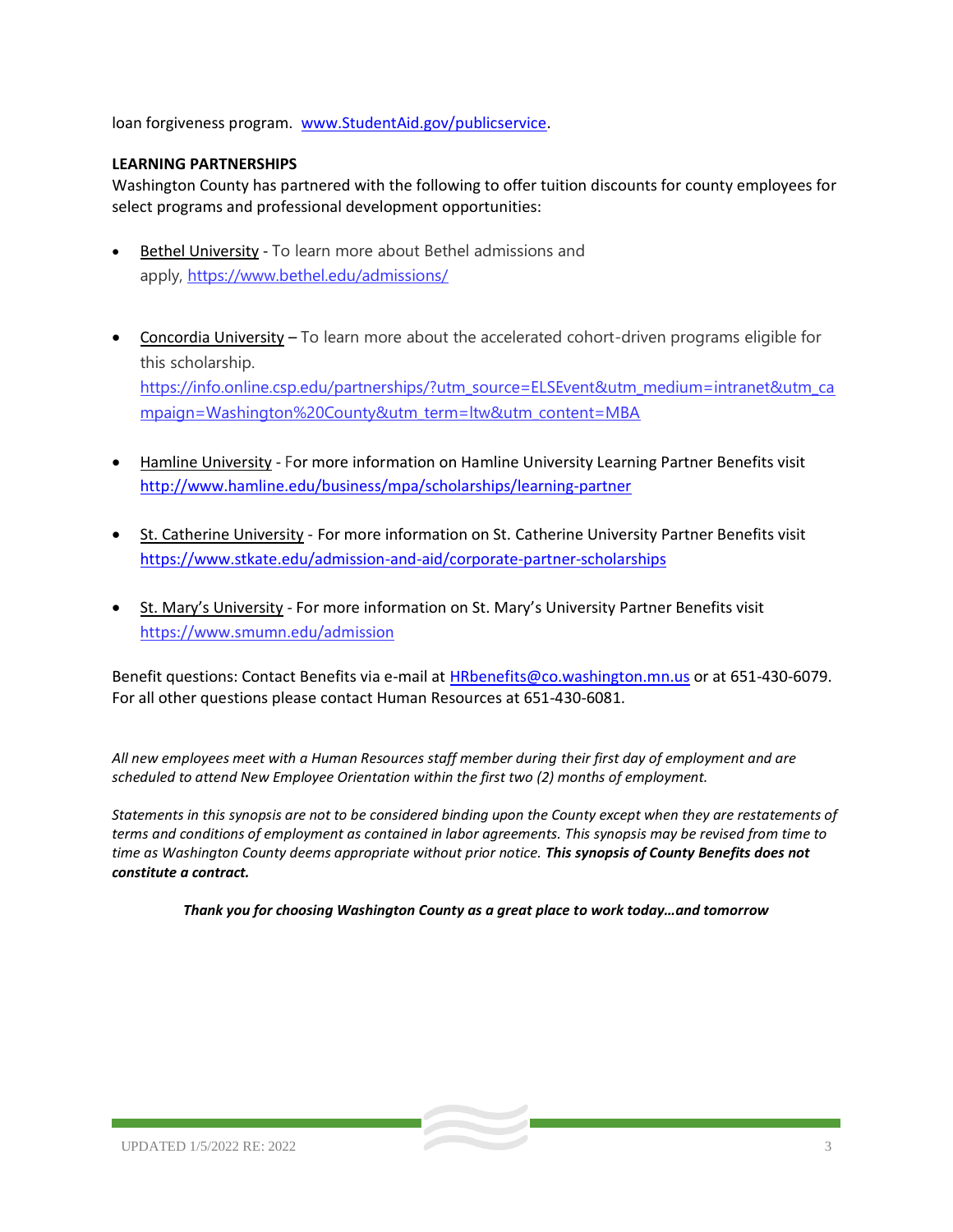loan forgiveness program. www.StudentAid.gov/publicservice.

**LEARNING PARTNERSHIPS**

Washington County has partnered with the following to offer tuition discounts for county employees for select programs and professional development opportunities:

- Bethel University - To learn more about Bethel admissions and apply, https://www.bethel.edu/admissions/

- Concordia University – To learn more about the accelerated cohort-driven programs eligible for this scholarship. https://info.online.csp.edu/partnerships/?utm_source=ELSEvent&utm_medium=intranet&utm_campaign=Washington%20County&utm_term=ltw&utm_content=MBA

- Hamline University - For more information on Hamline University Learning Partner Benefits visit http://www.hamline.edu/business/mpa/scholarships/learning-partner

- St. Catherine University - For more information on St. Catherine University Partner Benefits visit https://www.stkate.edu/admission-and-aid/corporate-partner-scholarships

- St. Mary's University - For more information on St. Mary's University Partner Benefits visit https://www.smumn.edu/admission

Benefit questions: Contact Benefits via e-mail at HRbenefits@co.washington.mn.us or at 651-430-6079. For all other questions please contact Human Resources at 651-430-6081.

*All new employees meet with a Human Resources staff member during their first day of employment and are scheduled to attend New Employee Orientation within the first two (2) months of employment.*

*Statements in this synopsis are not to be considered binding upon the County except when they are restatements of terms and conditions of employment as contained in labor agreements. This synopsis may be revised from time to time as Washington County deems appropriate without prior notice.* ***This synopsis of County Benefits does not constitute a contract.***

***Thank you for choosing Washington County as a great place to work today…and tomorrow***

UPDATED 1/5/2022 RE: 2022